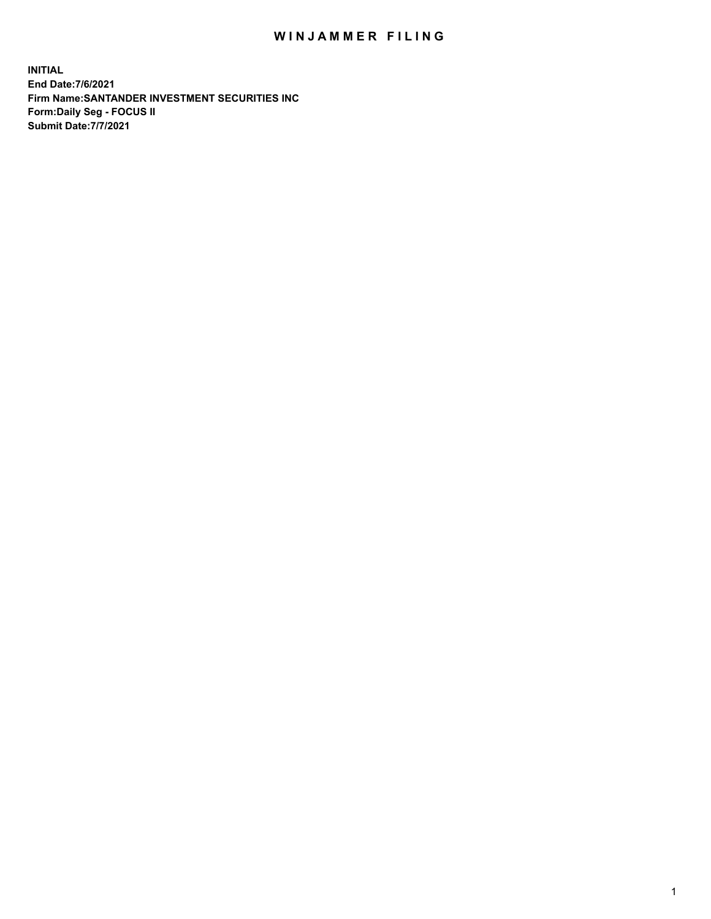# WINJAMMER FILING

**INITIAL**
**End Date:7/6/2021**
**Firm Name:SANTANDER INVESTMENT SECURITIES INC**
**Form:Daily Seg - FOCUS II**
**Submit Date:7/7/2021**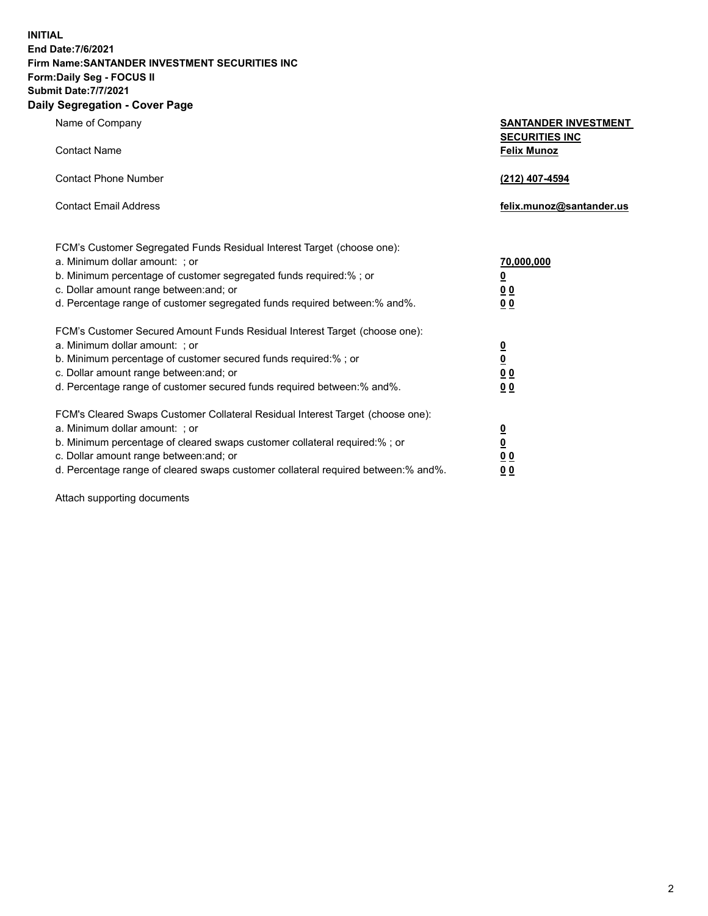**INITIAL**
**End Date:7/6/2021**
**Firm Name:SANTANDER INVESTMENT SECURITIES INC**
**Form:Daily Seg - FOCUS II**
**Submit Date:7/7/2021**

## Daily Segregation - Cover Page

| | |
|---|---|
| Name of Company | **SANTANDER INVESTMENT SECURITIES INC** |
| Contact Name | **Felix Munoz** |
| Contact Phone Number | **(212) 407-4594** |
| Contact Email Address | **felix.munoz@santander.us** |

| | |
|---|---|
| FCM's Customer Segregated Funds Residual Interest Target (choose one): | |
| a. Minimum dollar amount: ; or | **70,000,000** |
| b. Minimum percentage of customer segregated funds required:% ; or | **0** |
| c. Dollar amount range between:and; or | **0 0** |
| d. Percentage range of customer segregated funds required between:% and%. | **0 0** |
| FCM's Customer Secured Amount Funds Residual Interest Target (choose one): | |
| a. Minimum dollar amount: ; or | **0** |
| b. Minimum percentage of customer secured funds required:% ; or | **0** |
| c. Dollar amount range between:and; or | **0 0** |
| d. Percentage range of customer secured funds required between:% and%. | **0 0** |
| FCM's Cleared Swaps Customer Collateral Residual Interest Target (choose one): | |
| a. Minimum dollar amount: ; or | **0** |
| b. Minimum percentage of cleared swaps customer collateral required:% ; or | **0** |
| c. Dollar amount range between:and; or | **0 0** |
| d. Percentage range of cleared swaps customer collateral required between:% and%. | **0 0** |

Attach supporting documents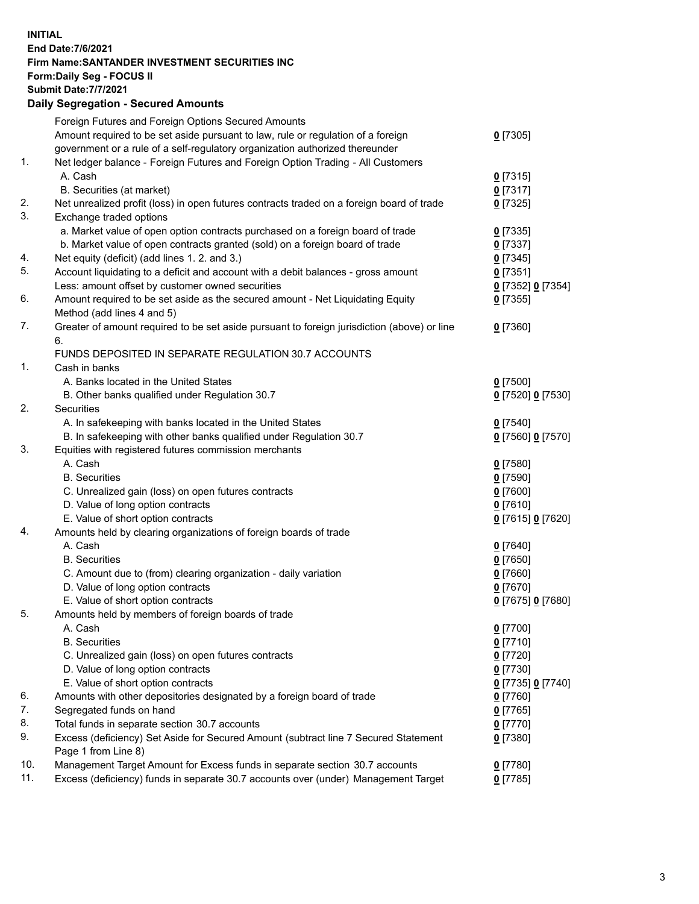**INITIAL**
**End Date:7/6/2021**
**Firm Name:SANTANDER INVESTMENT SECURITIES INC**
**Form:Daily Seg - FOCUS II**
**Submit Date:7/7/2021**

## Daily Segregation - Secured Amounts

| | | |
|---|---|---|
| | Foreign Futures and Foreign Options Secured Amounts | |
| | Amount required to be set aside pursuant to law, rule or regulation of a foreign government or a rule of a self-regulatory organization authorized thereunder | 0 [7305] |
| 1. | Net ledger balance - Foreign Futures and Foreign Option Trading - All Customers | |
| | A. Cash | 0 [7315] |
| | B. Securities (at market) | 0 [7317] |
| 2. | Net unrealized profit (loss) in open futures contracts traded on a foreign board of trade | 0 [7325] |
| 3. | Exchange traded options | |
| | a. Market value of open option contracts purchased on a foreign board of trade | 0 [7335] |
| | b. Market value of open contracts granted (sold) on a foreign board of trade | 0 [7337] |
| 4. | Net equity (deficit) (add lines 1. 2. and 3.) | 0 [7345] |
| 5. | Account liquidating to a deficit and account with a debit balances - gross amount | 0 [7351] |
| | Less: amount offset by customer owned securities | 0 [7352] 0 [7354] |
| 6. | Amount required to be set aside as the secured amount - Net Liquidating Equity Method (add lines 4 and 5) | 0 [7355] |
| 7. | Greater of amount required to be set aside pursuant to foreign jurisdiction (above) or line 6. | 0 [7360] |
| | FUNDS DEPOSITED IN SEPARATE REGULATION 30.7 ACCOUNTS | |
| 1. | Cash in banks | |
| | A. Banks located in the United States | 0 [7500] |
| | B. Other banks qualified under Regulation 30.7 | 0 [7520] 0 [7530] |
| 2. | Securities | |
| | A. In safekeeping with banks located in the United States | 0 [7540] |
| | B. In safekeeping with other banks qualified under Regulation 30.7 | 0 [7560] 0 [7570] |
| 3. | Equities with registered futures commission merchants | |
| | A. Cash | 0 [7580] |
| | B. Securities | 0 [7590] |
| | C. Unrealized gain (loss) on open futures contracts | 0 [7600] |
| | D. Value of long option contracts | 0 [7610] |
| | E. Value of short option contracts | 0 [7615] 0 [7620] |
| 4. | Amounts held by clearing organizations of foreign boards of trade | |
| | A. Cash | 0 [7640] |
| | B. Securities | 0 [7650] |
| | C. Amount due to (from) clearing organization - daily variation | 0 [7660] |
| | D. Value of long option contracts | 0 [7670] |
| | E. Value of short option contracts | 0 [7675] 0 [7680] |
| 5. | Amounts held by members of foreign boards of trade | |
| | A. Cash | 0 [7700] |
| | B. Securities | 0 [7710] |
| | C. Unrealized gain (loss) on open futures contracts | 0 [7720] |
| | D. Value of long option contracts | 0 [7730] |
| | E. Value of short option contracts | 0 [7735] 0 [7740] |
| 6. | Amounts with other depositories designated by a foreign board of trade | 0 [7760] |
| 7. | Segregated funds on hand | 0 [7765] |
| 8. | Total funds in separate section 30.7 accounts | 0 [7770] |
| 9. | Excess (deficiency) Set Aside for Secured Amount (subtract line 7 Secured Statement Page 1 from Line 8) | 0 [7380] |
| 10. | Management Target Amount for Excess funds in separate section 30.7 accounts | 0 [7780] |
| 11. | Excess (deficiency) funds in separate 30.7 accounts over (under) Management Target | 0 [7785] |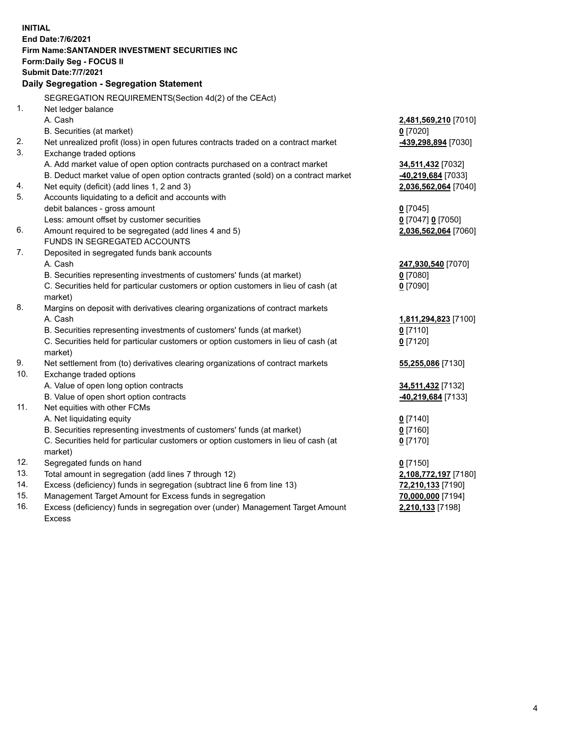**INITIAL**
**End Date:7/6/2021**
**Firm Name:SANTANDER INVESTMENT SECURITIES INC**
**Form:Daily Seg - FOCUS II**
**Submit Date:7/7/2021**

## Daily Segregation - Segregation Statement

| | | |
|---|---|---|
| | SEGREGATION REQUIREMENTS(Section 4d(2) of the CEAct) | |
| 1. | Net ledger balance | |
| | A. Cash | **2,481,569,210** [7010] |
| | B. Securities (at market) | **0** [7020] |
| 2. | Net unrealized profit (loss) in open futures contracts traded on a contract market | **-439,298,894** [7030] |
| 3. | Exchange traded options | |
| | A. Add market value of open option contracts purchased on a contract market | **34,511,432** [7032] |
| | B. Deduct market value of open option contracts granted (sold) on a contract market | **-40,219,684** [7033] |
| 4. | Net equity (deficit) (add lines 1, 2 and 3) | **2,036,562,064** [7040] |
| 5. | Accounts liquidating to a deficit and accounts with debit balances - gross amount | **0** [7045] |
| | Less: amount offset by customer securities | **0** [7047] **0** [7050] |
| 6. | Amount required to be segregated (add lines 4 and 5) | **2,036,562,064** [7060] |
| | FUNDS IN SEGREGATED ACCOUNTS | |
| 7. | Deposited in segregated funds bank accounts | |
| | A. Cash | **247,930,540** [7070] |
| | B. Securities representing investments of customers' funds (at market) | **0** [7080] |
| | C. Securities held for particular customers or option customers in lieu of cash (at market) | **0** [7090] |
| 8. | Margins on deposit with derivatives clearing organizations of contract markets | |
| | A. Cash | **1,811,294,823** [7100] |
| | B. Securities representing investments of customers' funds (at market) | **0** [7110] |
| | C. Securities held for particular customers or option customers in lieu of cash (at market) | **0** [7120] |
| 9. | Net settlement from (to) derivatives clearing organizations of contract markets | **55,255,086** [7130] |
| 10. | Exchange traded options | |
| | A. Value of open long option contracts | **34,511,432** [7132] |
| | B. Value of open short option contracts | **-40,219,684** [7133] |
| 11. | Net equities with other FCMs | |
| | A. Net liquidating equity | **0** [7140] |
| | B. Securities representing investments of customers' funds (at market) | **0** [7160] |
| | C. Securities held for particular customers or option customers in lieu of cash (at market) | **0** [7170] |
| 12. | Segregated funds on hand | **0** [7150] |
| 13. | Total amount in segregation (add lines 7 through 12) | **2,108,772,197** [7180] |
| 14. | Excess (deficiency) funds in segregation (subtract line 6 from line 13) | **72,210,133** [7190] |
| 15. | Management Target Amount for Excess funds in segregation | **70,000,000** [7194] |
| 16. | Excess (deficiency) funds in segregation over (under) Management Target Amount Excess | **2,210,133** [7198] |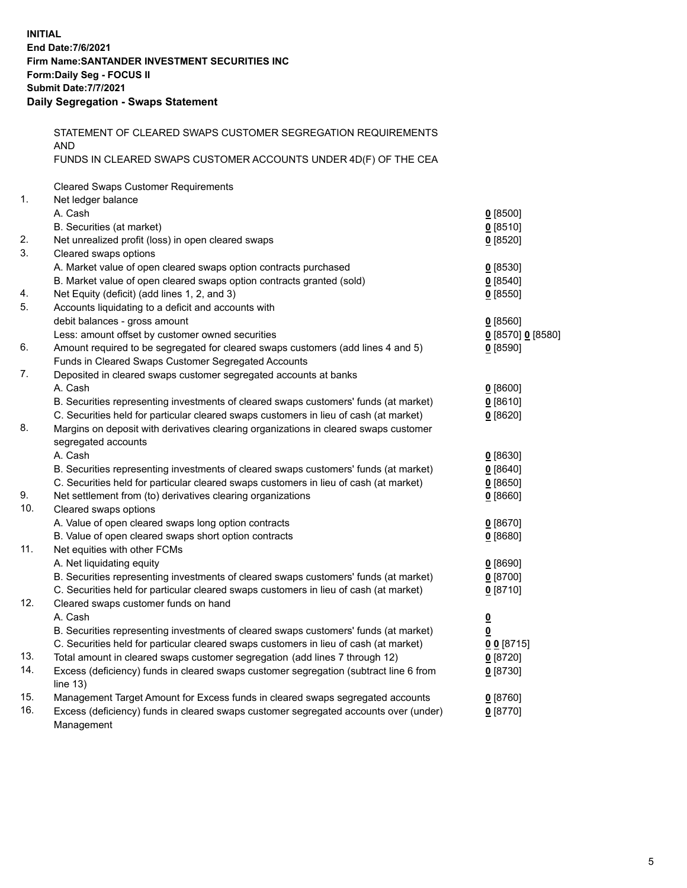**INITIAL**
**End Date:7/6/2021**
**Firm Name:SANTANDER INVESTMENT SECURITIES INC**
**Form:Daily Seg - FOCUS II**
**Submit Date:7/7/2021**
**Daily Segregation - Swaps Statement**

STATEMENT OF CLEARED SWAPS CUSTOMER SEGREGATION REQUIREMENTS AND
FUNDS IN CLEARED SWAPS CUSTOMER ACCOUNTS UNDER 4D(F) OF THE CEA

| | | |
|---|---|---|
| | Cleared Swaps Customer Requirements | |
| 1. | Net ledger balance | |
| | A. Cash | 0 [8500] |
| | B. Securities (at market) | 0 [8510] |
| 2. | Net unrealized profit (loss) in open cleared swaps | 0 [8520] |
| 3. | Cleared swaps options | |
| | A. Market value of open cleared swaps option contracts purchased | 0 [8530] |
| | B. Market value of open cleared swaps option contracts granted (sold) | 0 [8540] |
| 4. | Net Equity (deficit) (add lines 1, 2, and 3) | 0 [8550] |
| 5. | Accounts liquidating to a deficit and accounts with | |
| | debit balances - gross amount | 0 [8560] |
| | Less: amount offset by customer owned securities | 0 [8570] 0 [8580] |
| 6. | Amount required to be segregated for cleared swaps customers (add lines 4 and 5) | 0 [8590] |
| | Funds in Cleared Swaps Customer Segregated Accounts | |
| 7. | Deposited in cleared swaps customer segregated accounts at banks | |
| | A. Cash | 0 [8600] |
| | B. Securities representing investments of cleared swaps customers' funds (at market) | 0 [8610] |
| | C. Securities held for particular cleared swaps customers in lieu of cash (at market) | 0 [8620] |
| 8. | Margins on deposit with derivatives clearing organizations in cleared swaps customer segregated accounts | |
| | A. Cash | 0 [8630] |
| | B. Securities representing investments of cleared swaps customers' funds (at market) | 0 [8640] |
| | C. Securities held for particular cleared swaps customers in lieu of cash (at market) | 0 [8650] |
| 9. | Net settlement from (to) derivatives clearing organizations | 0 [8660] |
| 10. | Cleared swaps options | |
| | A. Value of open cleared swaps long option contracts | 0 [8670] |
| | B. Value of open cleared swaps short option contracts | 0 [8680] |
| 11. | Net equities with other FCMs | |
| | A. Net liquidating equity | 0 [8690] |
| | B. Securities representing investments of cleared swaps customers' funds (at market) | 0 [8700] |
| | C. Securities held for particular cleared swaps customers in lieu of cash (at market) | 0 [8710] |
| 12. | Cleared swaps customer funds on hand | |
| | A. Cash | 0 |
| | B. Securities representing investments of cleared swaps customers' funds (at market) | 0 |
| | C. Securities held for particular cleared swaps customers in lieu of cash (at market) | 0 0 [8715] |
| 13. | Total amount in cleared swaps customer segregation (add lines 7 through 12) | 0 [8720] |
| 14. | Excess (deficiency) funds in cleared swaps customer segregation (subtract line 6 from line 13) | 0 [8730] |
| 15. | Management Target Amount for Excess funds in cleared swaps segregated accounts | 0 [8760] |
| 16. | Excess (deficiency) funds in cleared swaps customer segregated accounts over (under) Management | 0 [8770] |